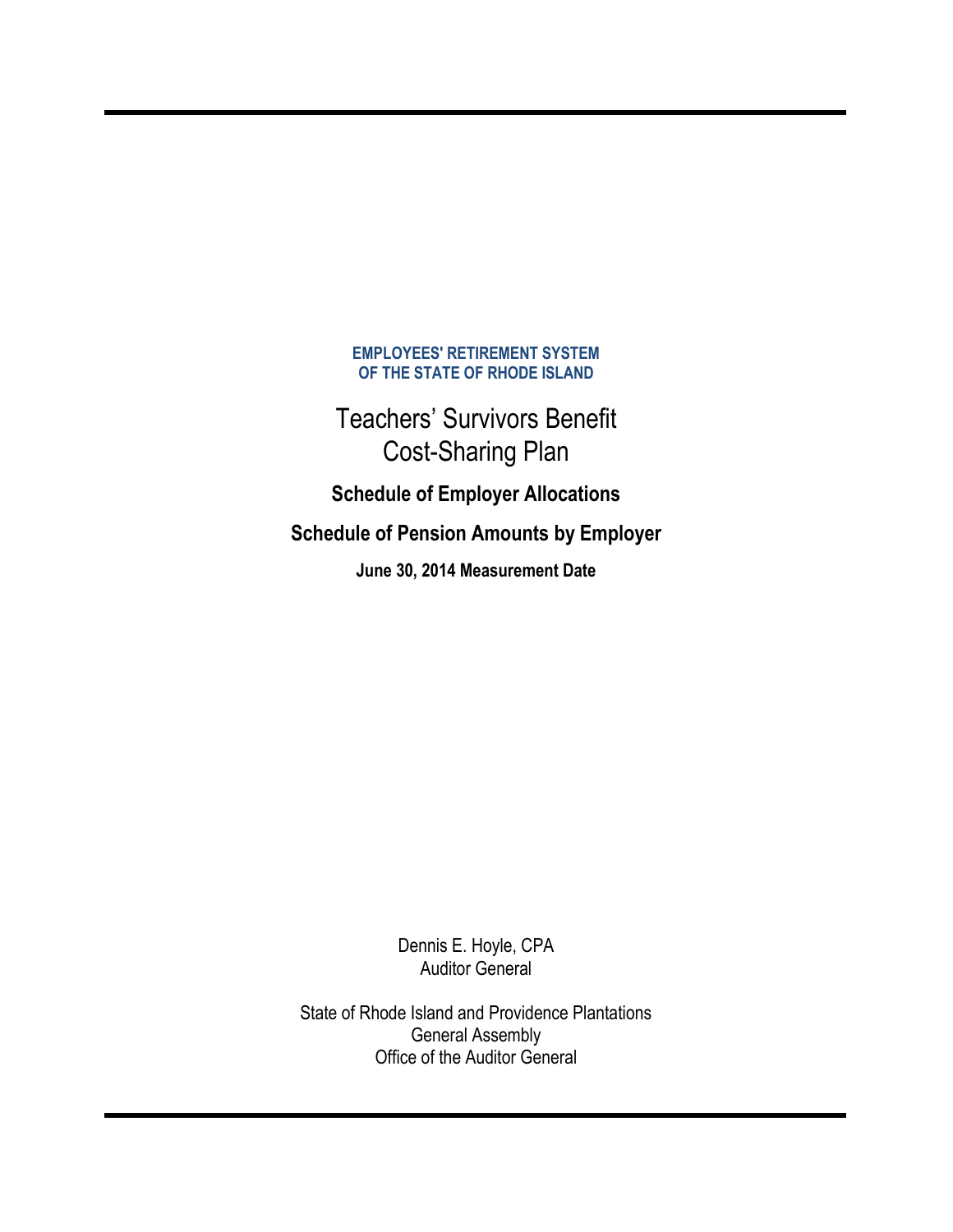**EMPLOYEES' RETIREMENT SYSTEM OF THE STATE OF RHODE ISLAND**

# Teachers' Survivors Benefit Cost-Sharing Plan

## Schedule of Employer Allocations

## Schedule of Pension Amounts by Employer

**June 30, 2014 Measurement Date**

Dennis E. Hoyle, CPA
Auditor General

State of Rhode Island and Providence Plantations
General Assembly
Office of the Auditor General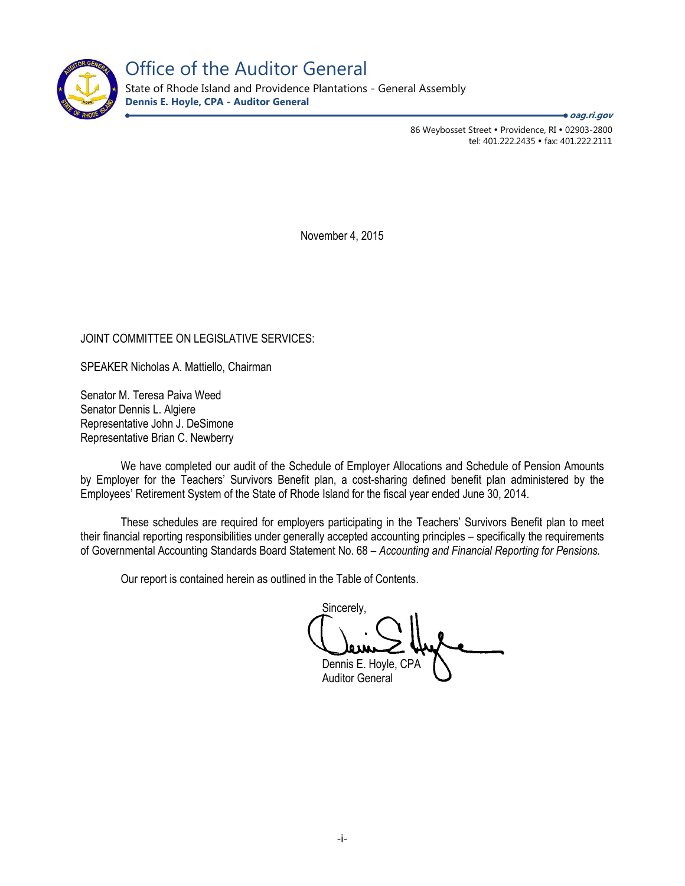# Office of the Auditor General

State of Rhode Island and Providence Plantations - General Assembly

**Dennis E. Hoyle, CPA - Auditor General**

***oag.ri.gov***

86 Weybosset Street • Providence, RI • 02903-2800
tel: 401.222.2435 • fax: 401.222.2111

November 4, 2015

JOINT COMMITTEE ON LEGISLATIVE SERVICES:

SPEAKER Nicholas A. Mattiello, Chairman

Senator M. Teresa Paiva Weed
Senator Dennis L. Algiere
Representative John J. DeSimone
Representative Brian C. Newberry

We have completed our audit of the Schedule of Employer Allocations and Schedule of Pension Amounts by Employer for the Teachers' Survivors Benefit plan, a cost-sharing defined benefit plan administered by the Employees' Retirement System of the State of Rhode Island for the fiscal year ended June 30, 2014.

These schedules are required for employers participating in the Teachers' Survivors Benefit plan to meet their financial reporting responsibilities under generally accepted accounting principles – specifically the requirements of Governmental Accounting Standards Board Statement No. 68 – *Accounting and Financial Reporting for Pensions.*

Our report is contained herein as outlined in the Table of Contents.

Sincerely,

Dennis E. Hoyle, CPA
Auditor General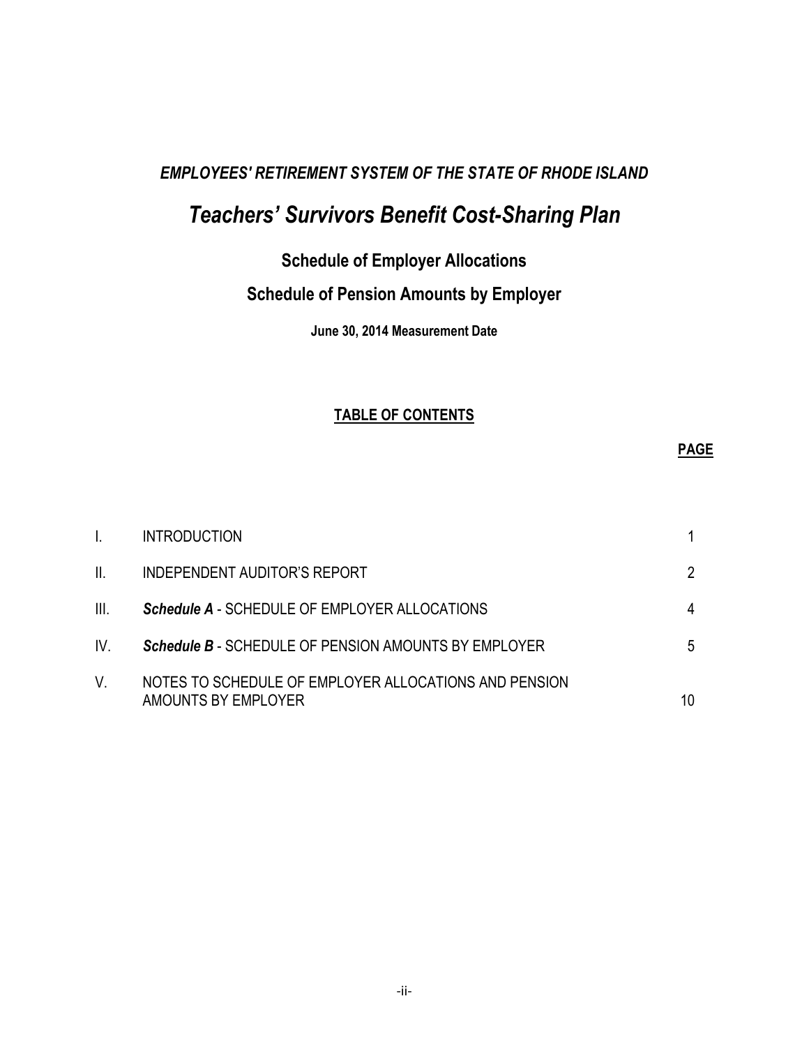*EMPLOYEES' RETIREMENT SYSTEM OF THE STATE OF RHODE ISLAND*

# *Teachers' Survivors Benefit Cost-Sharing Plan*

## Schedule of Employer Allocations

## Schedule of Pension Amounts by Employer

**June 30, 2014 Measurement Date**

**TABLE OF CONTENTS**

| | | **PAGE** |
|---|---|---|
| I. | INTRODUCTION | 1 |
| II. | INDEPENDENT AUDITOR'S REPORT | 2 |
| III. | ***Schedule A*** - SCHEDULE OF EMPLOYER ALLOCATIONS | 4 |
| IV. | ***Schedule B*** - SCHEDULE OF PENSION AMOUNTS BY EMPLOYER | 5 |
| V. | NOTES TO SCHEDULE OF EMPLOYER ALLOCATIONS AND PENSION AMOUNTS BY EMPLOYER | 10 |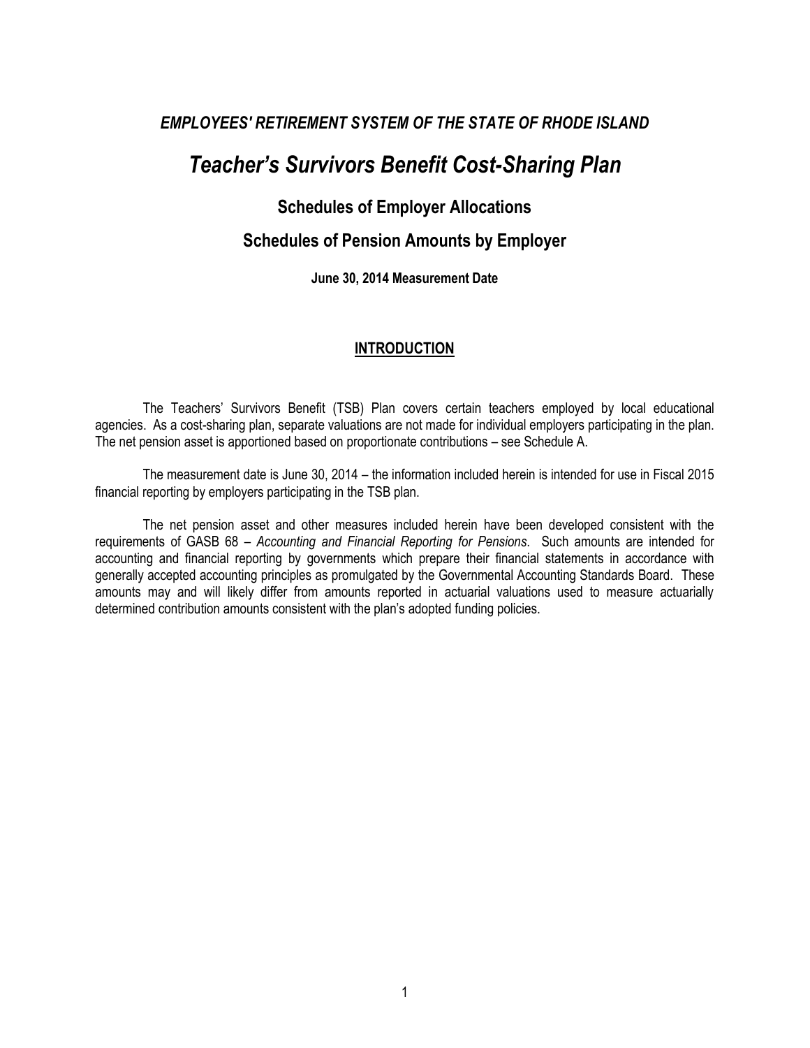***EMPLOYEES' RETIREMENT SYSTEM OF THE STATE OF RHODE ISLAND***

# *Teacher's Survivors Benefit Cost-Sharing Plan*

## Schedules of Employer Allocations

## Schedules of Pension Amounts by Employer

**June 30, 2014 Measurement Date**

### <u>INTRODUCTION</u>

The Teachers' Survivors Benefit (TSB) Plan covers certain teachers employed by local educational agencies. As a cost-sharing plan, separate valuations are not made for individual employers participating in the plan. The net pension asset is apportioned based on proportionate contributions – see Schedule A.

The measurement date is June 30, 2014 – the information included herein is intended for use in Fiscal 2015 financial reporting by employers participating in the TSB plan.

The net pension asset and other measures included herein have been developed consistent with the requirements of GASB 68 – *Accounting and Financial Reporting for Pensions*. Such amounts are intended for accounting and financial reporting by governments which prepare their financial statements in accordance with generally accepted accounting principles as promulgated by the Governmental Accounting Standards Board. These amounts may and will likely differ from amounts reported in actuarial valuations used to measure actuarially determined contribution amounts consistent with the plan's adopted funding policies.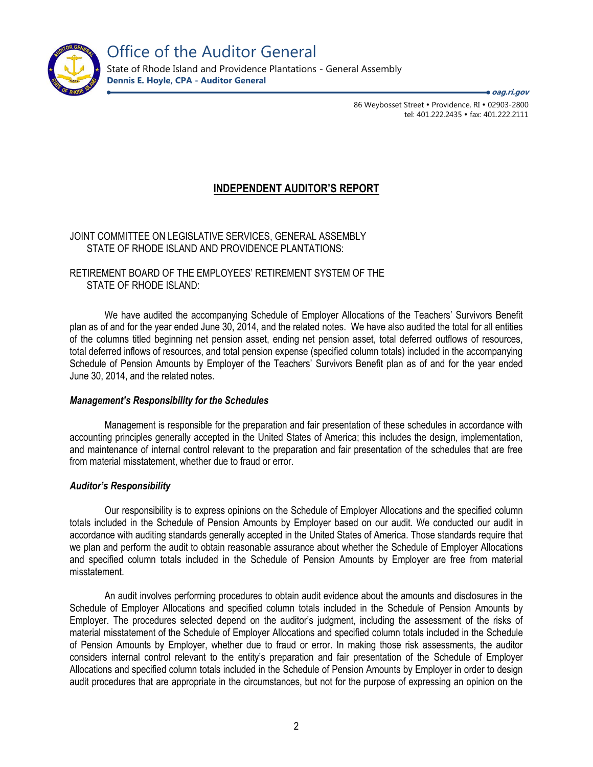# Office of the Auditor General

State of Rhode Island and Providence Plantations - General Assembly
**Dennis E. Hoyle, CPA - Auditor General**

***oag.ri.gov***

86 Weybosset Street • Providence, RI • 02903-2800
tel: 401.222.2435 • fax: 401.222.2111

## INDEPENDENT AUDITOR'S REPORT

JOINT COMMITTEE ON LEGISLATIVE SERVICES, GENERAL ASSEMBLY
STATE OF RHODE ISLAND AND PROVIDENCE PLANTATIONS:

RETIREMENT BOARD OF THE EMPLOYEES' RETIREMENT SYSTEM OF THE
STATE OF RHODE ISLAND:

We have audited the accompanying Schedule of Employer Allocations of the Teachers' Survivors Benefit plan as of and for the year ended June 30, 2014, and the related notes. We have also audited the total for all entities of the columns titled beginning net pension asset, ending net pension asset, total deferred outflows of resources, total deferred inflows of resources, and total pension expense (specified column totals) included in the accompanying Schedule of Pension Amounts by Employer of the Teachers' Survivors Benefit plan as of and for the year ended June 30, 2014, and the related notes.

### *Management's Responsibility for the Schedules*

Management is responsible for the preparation and fair presentation of these schedules in accordance with accounting principles generally accepted in the United States of America; this includes the design, implementation, and maintenance of internal control relevant to the preparation and fair presentation of the schedules that are free from material misstatement, whether due to fraud or error.

### *Auditor's Responsibility*

Our responsibility is to express opinions on the Schedule of Employer Allocations and the specified column totals included in the Schedule of Pension Amounts by Employer based on our audit. We conducted our audit in accordance with auditing standards generally accepted in the United States of America. Those standards require that we plan and perform the audit to obtain reasonable assurance about whether the Schedule of Employer Allocations and specified column totals included in the Schedule of Pension Amounts by Employer are free from material misstatement.

An audit involves performing procedures to obtain audit evidence about the amounts and disclosures in the Schedule of Employer Allocations and specified column totals included in the Schedule of Pension Amounts by Employer. The procedures selected depend on the auditor's judgment, including the assessment of the risks of material misstatement of the Schedule of Employer Allocations and specified column totals included in the Schedule of Pension Amounts by Employer, whether due to fraud or error. In making those risk assessments, the auditor considers internal control relevant to the entity's preparation and fair presentation of the Schedule of Employer Allocations and specified column totals included in the Schedule of Pension Amounts by Employer in order to design audit procedures that are appropriate in the circumstances, but not for the purpose of expressing an opinion on the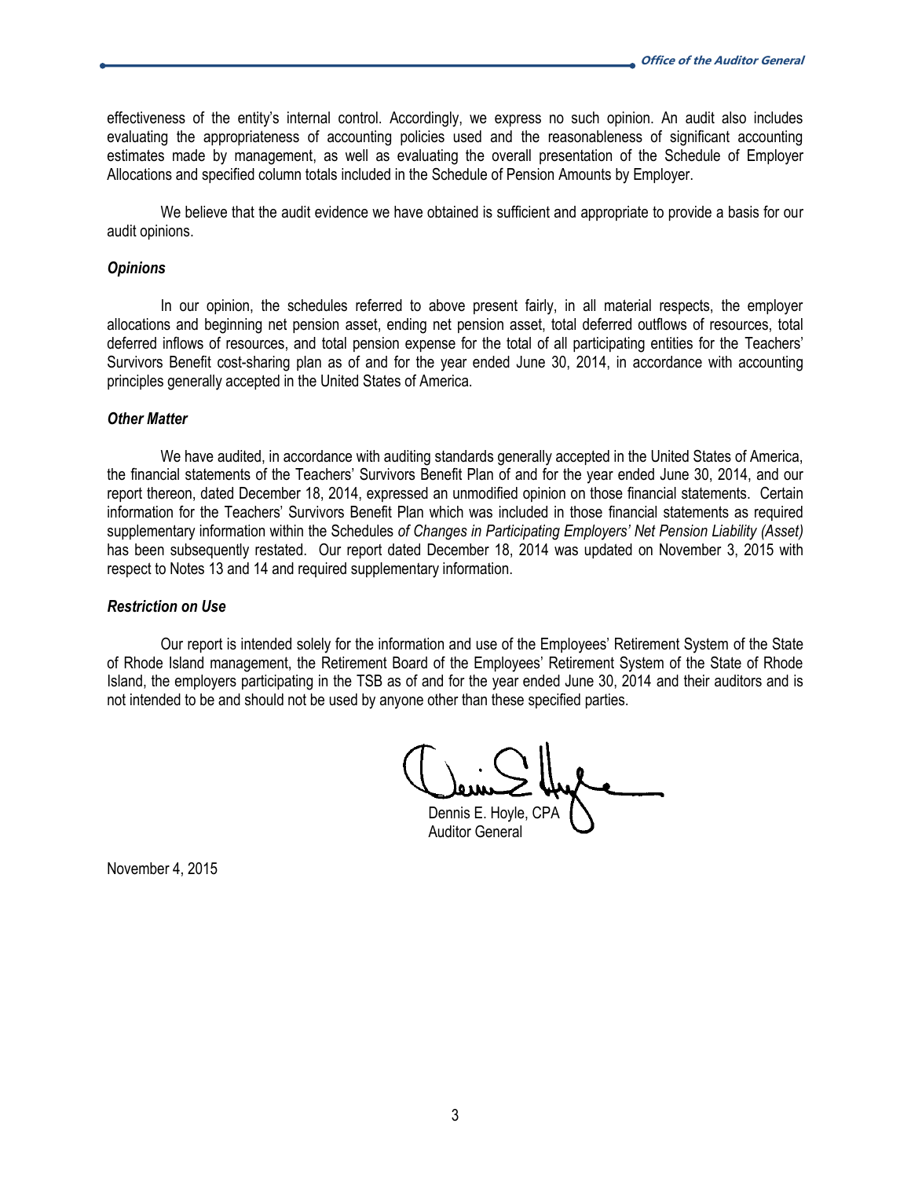effectiveness of the entity's internal control. Accordingly, we express no such opinion. An audit also includes evaluating the appropriateness of accounting policies used and the reasonableness of significant accounting estimates made by management, as well as evaluating the overall presentation of the Schedule of Employer Allocations and specified column totals included in the Schedule of Pension Amounts by Employer.

We believe that the audit evidence we have obtained is sufficient and appropriate to provide a basis for our audit opinions.

***Opinions***

In our opinion, the schedules referred to above present fairly, in all material respects, the employer allocations and beginning net pension asset, ending net pension asset, total deferred outflows of resources, total deferred inflows of resources, and total pension expense for the total of all participating entities for the Teachers' Survivors Benefit cost-sharing plan as of and for the year ended June 30, 2014, in accordance with accounting principles generally accepted in the United States of America.

***Other Matter***

We have audited, in accordance with auditing standards generally accepted in the United States of America, the financial statements of the Teachers' Survivors Benefit Plan of and for the year ended June 30, 2014, and our report thereon, dated December 18, 2014, expressed an unmodified opinion on those financial statements. Certain information for the Teachers' Survivors Benefit Plan which was included in those financial statements as required supplementary information within the Schedules *of Changes in Participating Employers' Net Pension Liability (Asset)* has been subsequently restated. Our report dated December 18, 2014 was updated on November 3, 2015 with respect to Notes 13 and 14 and required supplementary information.

***Restriction on Use***

Our report is intended solely for the information and use of the Employees' Retirement System of the State of Rhode Island management, the Retirement Board of the Employees' Retirement System of the State of Rhode Island, the employers participating in the TSB as of and for the year ended June 30, 2014 and their auditors and is not intended to be and should not be used by anyone other than these specified parties.

Dennis E. Hoyle, CPA
Auditor General

November 4, 2015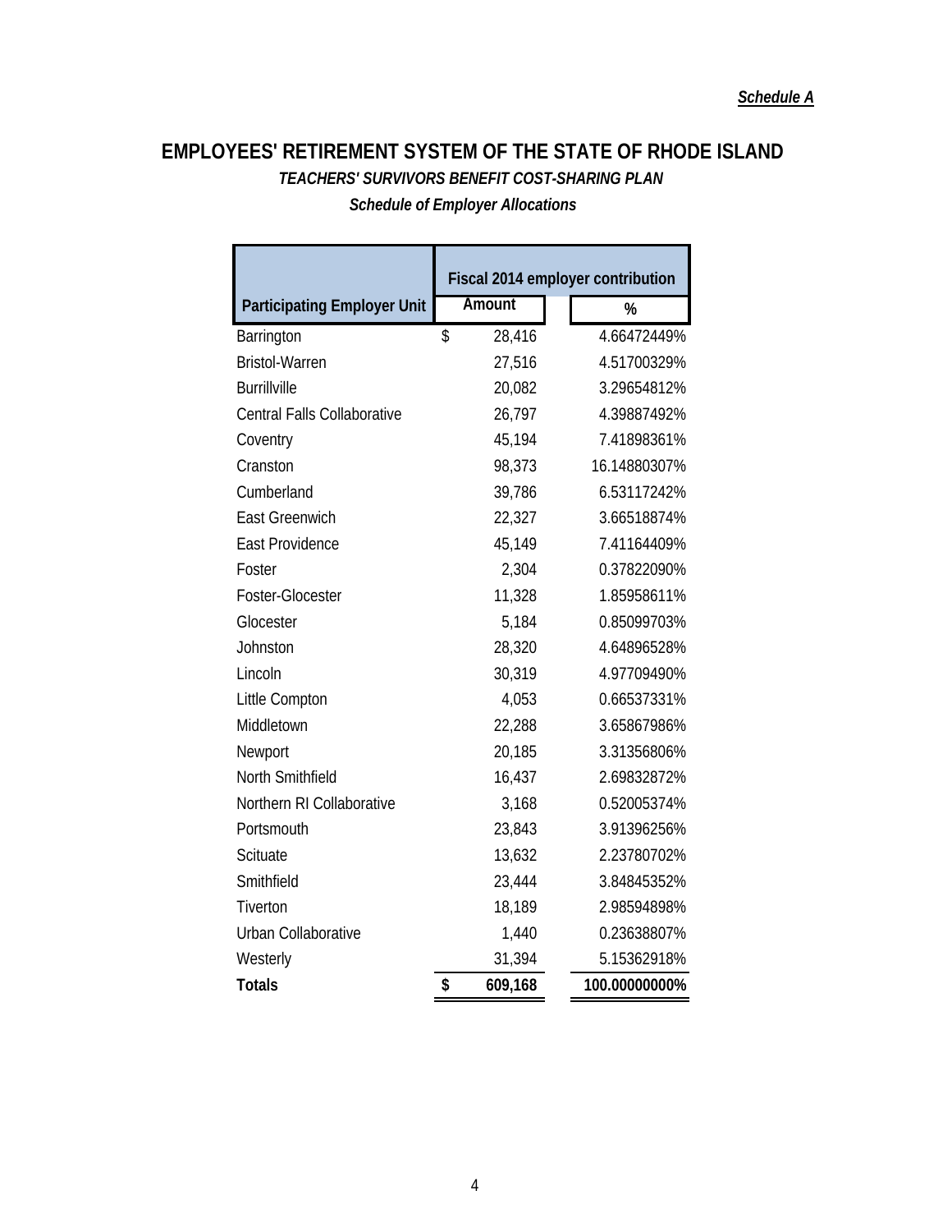*Schedule A*

# EMPLOYEES' RETIREMENT SYSTEM OF THE STATE OF RHODE ISLAND

### *TEACHERS' SURVIVORS BENEFIT COST-SHARING PLAN*

### *Schedule of Employer Allocations*

| Participating Employer Unit | Fiscal 2014 employer contribution | |
|---|---|---|
| | Amount | % |
| Barrington | $ 28,416 | 4.66472449% |
| Bristol-Warren | 27,516 | 4.51700329% |
| Burrillville | 20,082 | 3.29654812% |
| Central Falls Collaborative | 26,797 | 4.39887492% |
| Coventry | 45,194 | 7.41898361% |
| Cranston | 98,373 | 16.14880307% |
| Cumberland | 39,786 | 6.53117242% |
| East Greenwich | 22,327 | 3.66518874% |
| East Providence | 45,149 | 7.41164409% |
| Foster | 2,304 | 0.37822090% |
| Foster-Glocester | 11,328 | 1.85958611% |
| Glocester | 5,184 | 0.85099703% |
| Johnston | 28,320 | 4.64896528% |
| Lincoln | 30,319 | 4.97709490% |
| Little Compton | 4,053 | 0.66537331% |
| Middletown | 22,288 | 3.65867986% |
| Newport | 20,185 | 3.31356806% |
| North Smithfield | 16,437 | 2.69832872% |
| Northern RI Collaborative | 3,168 | 0.52005374% |
| Portsmouth | 23,843 | 3.91396256% |
| Scituate | 13,632 | 2.23780702% |
| Smithfield | 23,444 | 3.84845352% |
| Tiverton | 18,189 | 2.98594898% |
| Urban Collaborative | 1,440 | 0.23638807% |
| Westerly | 31,394 | 5.15362918% |
| **Totals** | **$ 609,168** | **100.00000000%** |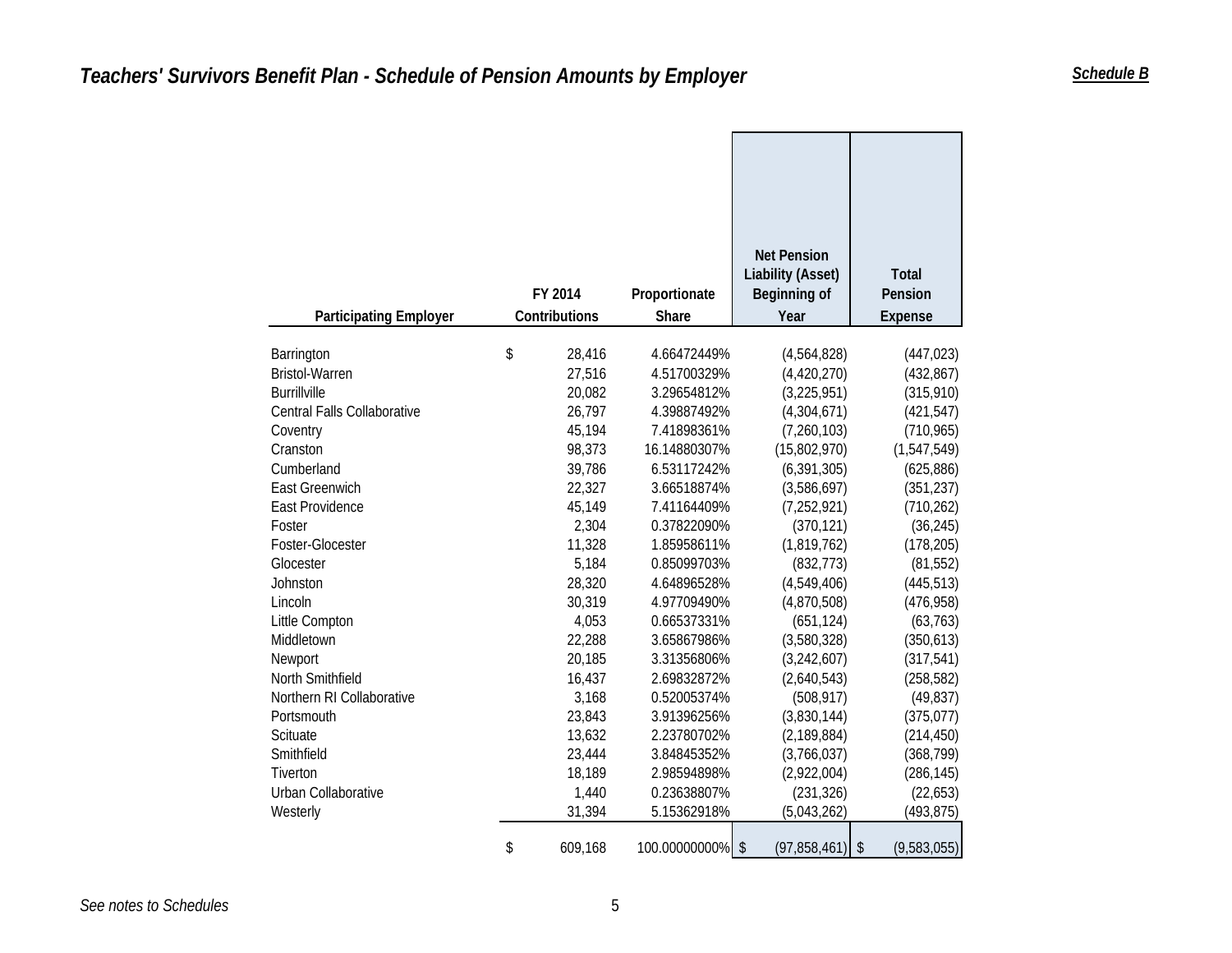## *Teachers' Survivors Benefit Plan - Schedule of Pension Amounts by Employer*

***Schedule B***

| Participating Employer | FY 2014 Contributions | Proportionate Share | Net Pension Liability (Asset) Beginning of Year | Total Pension Expense |
|---|---|---|---|---|
| Barrington | $ 28,416 | 4.66472449% | (4,564,828) | (447,023) |
| Bristol-Warren | 27,516 | 4.51700329% | (4,420,270) | (432,867) |
| Burrillville | 20,082 | 3.29654812% | (3,225,951) | (315,910) |
| Central Falls Collaborative | 26,797 | 4.39887492% | (4,304,671) | (421,547) |
| Coventry | 45,194 | 7.41898361% | (7,260,103) | (710,965) |
| Cranston | 98,373 | 16.14880307% | (15,802,970) | (1,547,549) |
| Cumberland | 39,786 | 6.53117242% | (6,391,305) | (625,886) |
| East Greenwich | 22,327 | 3.66518874% | (3,586,697) | (351,237) |
| East Providence | 45,149 | 7.41164409% | (7,252,921) | (710,262) |
| Foster | 2,304 | 0.37822090% | (370,121) | (36,245) |
| Foster-Glocester | 11,328 | 1.85958611% | (1,819,762) | (178,205) |
| Glocester | 5,184 | 0.85099703% | (832,773) | (81,552) |
| Johnston | 28,320 | 4.64896528% | (4,549,406) | (445,513) |
| Lincoln | 30,319 | 4.97709490% | (4,870,508) | (476,958) |
| Little Compton | 4,053 | 0.66537331% | (651,124) | (63,763) |
| Middletown | 22,288 | 3.65867986% | (3,580,328) | (350,613) |
| Newport | 20,185 | 3.31356806% | (3,242,607) | (317,541) |
| North Smithfield | 16,437 | 2.69832872% | (2,640,543) | (258,582) |
| Northern RI Collaborative | 3,168 | 0.52005374% | (508,917) | (49,837) |
| Portsmouth | 23,843 | 3.91396256% | (3,830,144) | (375,077) |
| Scituate | 13,632 | 2.23780702% | (2,189,884) | (214,450) |
| Smithfield | 23,444 | 3.84845352% | (3,766,037) | (368,799) |
| Tiverton | 18,189 | 2.98594898% | (2,922,004) | (286,145) |
| Urban Collaborative | 1,440 | 0.23638807% | (231,326) | (22,653) |
| Westerly | 31,394 | 5.15362918% | (5,043,262) | (493,875) |
| | $ 609,168 | 100.00000000% | $ (97,858,461) | $ (9,583,055) |

*See notes to Schedules*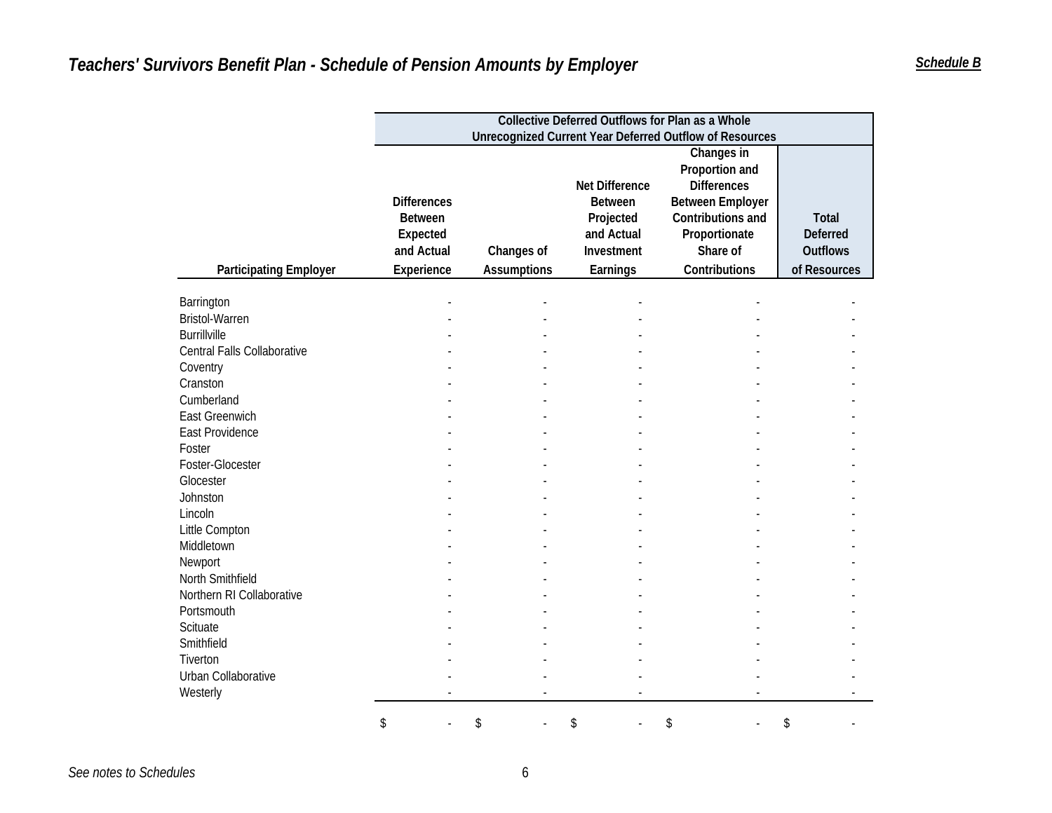## *Teachers' Survivors Benefit Plan - Schedule of Pension Amounts by Employer*

***Schedule B***

| | Collective Deferred Outflows for Plan as a Whole Unrecognized Current Year Deferred Outflow of Resources | | | | |
|---|---|---|---|---|---|
| **Participating Employer** | **Differences Between Expected and Actual Experience** | **Changes of Assumptions** | **Net Difference Between Projected and Actual Investment Earnings** | **Changes in Proportion and Differences Between Employer Contributions and Proportionate Share of Contributions** | **Total Deferred Outflows of Resources** |
| Barrington | - | - | - | - | - |
| Bristol-Warren | - | - | - | - | - |
| Burrillville | - | - | - | - | - |
| Central Falls Collaborative | - | - | - | - | - |
| Coventry | - | - | - | - | - |
| Cranston | - | - | - | - | - |
| Cumberland | - | - | - | - | - |
| East Greenwich | - | - | - | - | - |
| East Providence | - | - | - | - | - |
| Foster | - | - | - | - | - |
| Foster-Glocester | - | - | - | - | - |
| Glocester | - | - | - | - | - |
| Johnston | - | - | - | - | - |
| Lincoln | - | - | - | - | - |
| Little Compton | - | - | - | - | - |
| Middletown | - | - | - | - | - |
| Newport | - | - | - | - | - |
| North Smithfield | - | - | - | - | - |
| Northern RI Collaborative | - | - | - | - | - |
| Portsmouth | - | - | - | - | - |
| Scituate | - | - | - | - | - |
| Smithfield | - | - | - | - | - |
| Tiverton | - | - | - | - | - |
| Urban Collaborative | - | - | - | - | - |
| Westerly | - | - | - | - | - |
| | $ - | $ - | $ - | $ - | $ - |

*See notes to Schedules*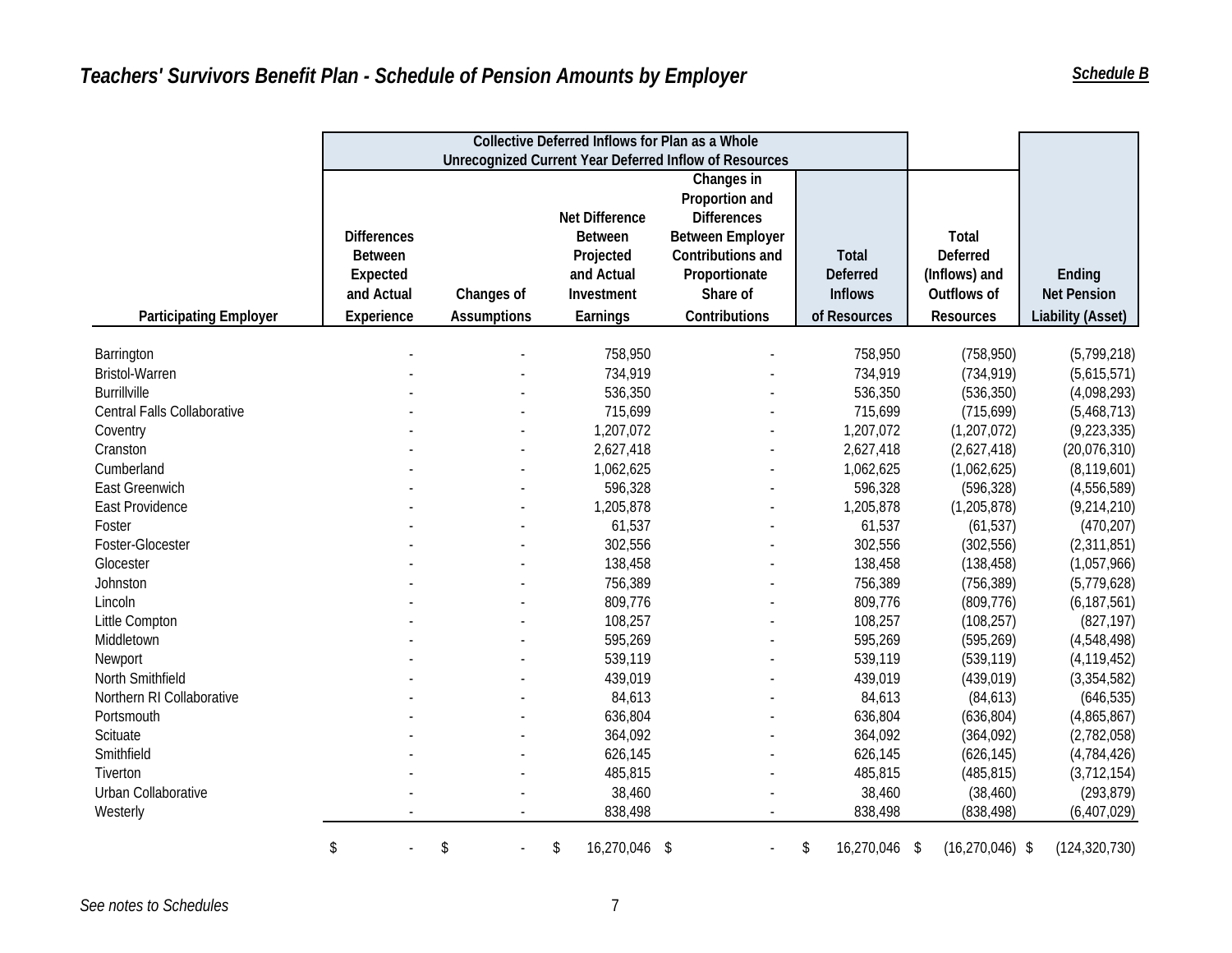## *Teachers' Survivors Benefit Plan - Schedule of Pension Amounts by Employer*

***Schedule B***

| Participating Employer | Collective Deferred Inflows for Plan as a Whole Unrecognized Current Year Deferred Inflow of Resources | | | | | | |
|---|---|---|---|---|---|---|---|
| | Differences Between Expected and Actual Experience | Changes of Assumptions | Net Difference Between Projected and Actual Investment Earnings | Changes in Proportion and Differences Between Employer Contributions and Proportionate Share of Contributions | Total Deferred Inflows of Resources | Total Deferred (Inflows) and Outflows of Resources | Ending Net Pension Liability (Asset) |
| Barrington | - | - | 758,950 | - | 758,950 | (758,950) | (5,799,218) |
| Bristol-Warren | - | - | 734,919 | - | 734,919 | (734,919) | (5,615,571) |
| Burrillville | - | - | 536,350 | - | 536,350 | (536,350) | (4,098,293) |
| Central Falls Collaborative | - | - | 715,699 | - | 715,699 | (715,699) | (5,468,713) |
| Coventry | - | - | 1,207,072 | - | 1,207,072 | (1,207,072) | (9,223,335) |
| Cranston | - | - | 2,627,418 | - | 2,627,418 | (2,627,418) | (20,076,310) |
| Cumberland | - | - | 1,062,625 | - | 1,062,625 | (1,062,625) | (8,119,601) |
| East Greenwich | - | - | 596,328 | - | 596,328 | (596,328) | (4,556,589) |
| East Providence | - | - | 1,205,878 | - | 1,205,878 | (1,205,878) | (9,214,210) |
| Foster | - | - | 61,537 | - | 61,537 | (61,537) | (470,207) |
| Foster-Glocester | - | - | 302,556 | - | 302,556 | (302,556) | (2,311,851) |
| Glocester | - | - | 138,458 | - | 138,458 | (138,458) | (1,057,966) |
| Johnston | - | - | 756,389 | - | 756,389 | (756,389) | (5,779,628) |
| Lincoln | - | - | 809,776 | - | 809,776 | (809,776) | (6,187,561) |
| Little Compton | - | - | 108,257 | - | 108,257 | (108,257) | (827,197) |
| Middletown | - | - | 595,269 | - | 595,269 | (595,269) | (4,548,498) |
| Newport | - | - | 539,119 | - | 539,119 | (539,119) | (4,119,452) |
| North Smithfield | - | - | 439,019 | - | 439,019 | (439,019) | (3,354,582) |
| Northern RI Collaborative | - | - | 84,613 | - | 84,613 | (84,613) | (646,535) |
| Portsmouth | - | - | 636,804 | - | 636,804 | (636,804) | (4,865,867) |
| Scituate | - | - | 364,092 | - | 364,092 | (364,092) | (2,782,058) |
| Smithfield | - | - | 626,145 | - | 626,145 | (626,145) | (4,784,426) |
| Tiverton | - | - | 485,815 | - | 485,815 | (485,815) | (3,712,154) |
| Urban Collaborative | - | - | 38,460 | - | 38,460 | (38,460) | (293,879) |
| Westerly | - | - | 838,498 | - | 838,498 | (838,498) | (6,407,029) |
| | $ - | $ - | $ 16,270,046 | $ - | $ 16,270,046 | $ (16,270,046) | $ (124,320,730) |

*See notes to Schedules*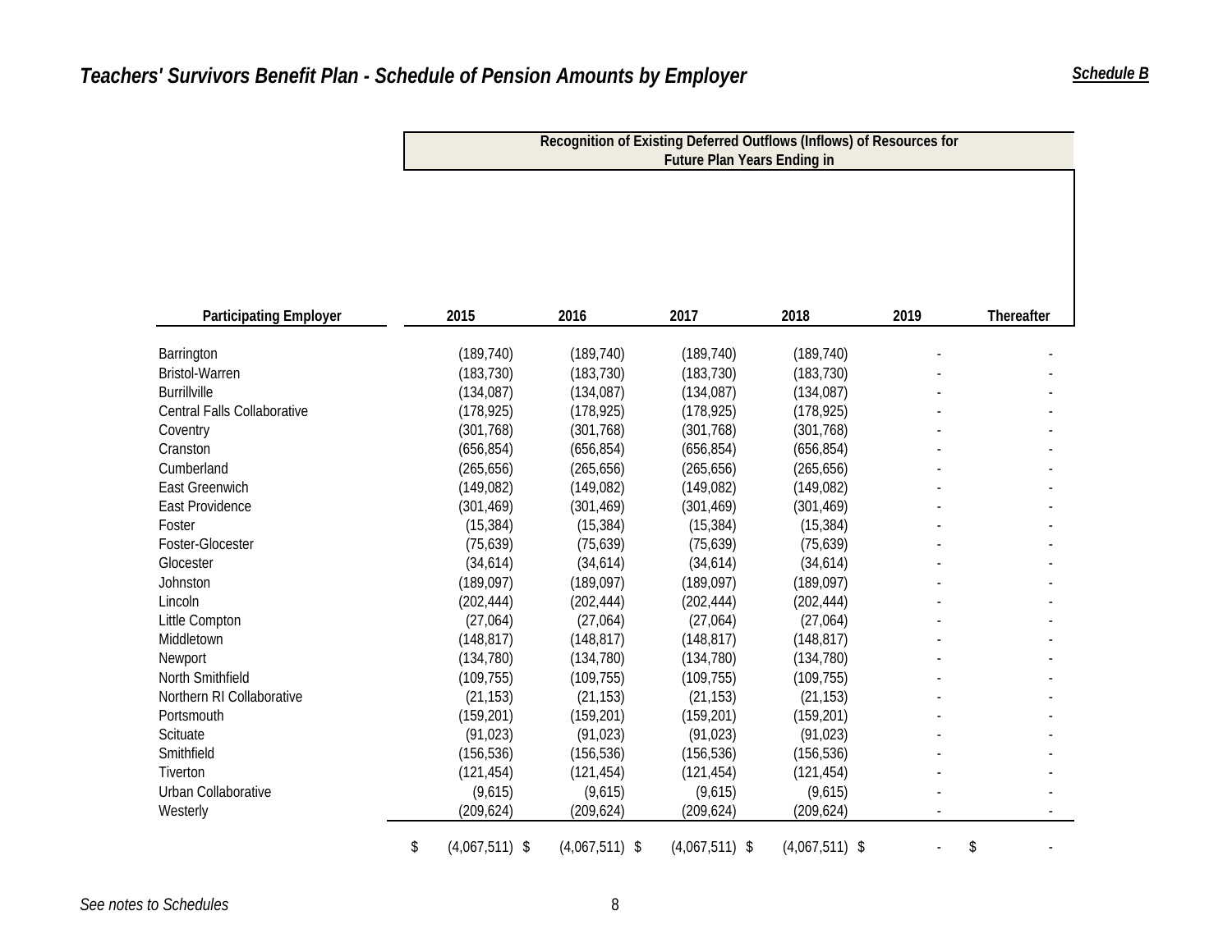## *Teachers' Survivors Benefit Plan - Schedule of Pension Amounts by Employer*

***Schedule B***

| Participating Employer | Recognition of Existing Deferred Outflows (Inflows) of Resources for Future Plan Years Ending in | | | | | |
|---|---|---|---|---|---|---|
| | 2015 | 2016 | 2017 | 2018 | 2019 | Thereafter |
| Barrington | (189,740) | (189,740) | (189,740) | (189,740) | - | - |
| Bristol-Warren | (183,730) | (183,730) | (183,730) | (183,730) | - | - |
| Burrillville | (134,087) | (134,087) | (134,087) | (134,087) | - | - |
| Central Falls Collaborative | (178,925) | (178,925) | (178,925) | (178,925) | - | - |
| Coventry | (301,768) | (301,768) | (301,768) | (301,768) | - | - |
| Cranston | (656,854) | (656,854) | (656,854) | (656,854) | - | - |
| Cumberland | (265,656) | (265,656) | (265,656) | (265,656) | - | - |
| East Greenwich | (149,082) | (149,082) | (149,082) | (149,082) | - | - |
| East Providence | (301,469) | (301,469) | (301,469) | (301,469) | - | - |
| Foster | (15,384) | (15,384) | (15,384) | (15,384) | - | - |
| Foster-Glocester | (75,639) | (75,639) | (75,639) | (75,639) | - | - |
| Glocester | (34,614) | (34,614) | (34,614) | (34,614) | - | - |
| Johnston | (189,097) | (189,097) | (189,097) | (189,097) | - | - |
| Lincoln | (202,444) | (202,444) | (202,444) | (202,444) | - | - |
| Little Compton | (27,064) | (27,064) | (27,064) | (27,064) | - | - |
| Middletown | (148,817) | (148,817) | (148,817) | (148,817) | - | - |
| Newport | (134,780) | (134,780) | (134,780) | (134,780) | - | - |
| North Smithfield | (109,755) | (109,755) | (109,755) | (109,755) | - | - |
| Northern RI Collaborative | (21,153) | (21,153) | (21,153) | (21,153) | - | - |
| Portsmouth | (159,201) | (159,201) | (159,201) | (159,201) | - | - |
| Scituate | (91,023) | (91,023) | (91,023) | (91,023) | - | - |
| Smithfield | (156,536) | (156,536) | (156,536) | (156,536) | - | - |
| Tiverton | (121,454) | (121,454) | (121,454) | (121,454) | - | - |
| Urban Collaborative | (9,615) | (9,615) | (9,615) | (9,615) | - | - |
| Westerly | (209,624) | (209,624) | (209,624) | (209,624) | - | - |
| | $ (4,067,511) | $ (4,067,511) | $ (4,067,511) | $ (4,067,511) | $ - | $ - |

*See notes to Schedules*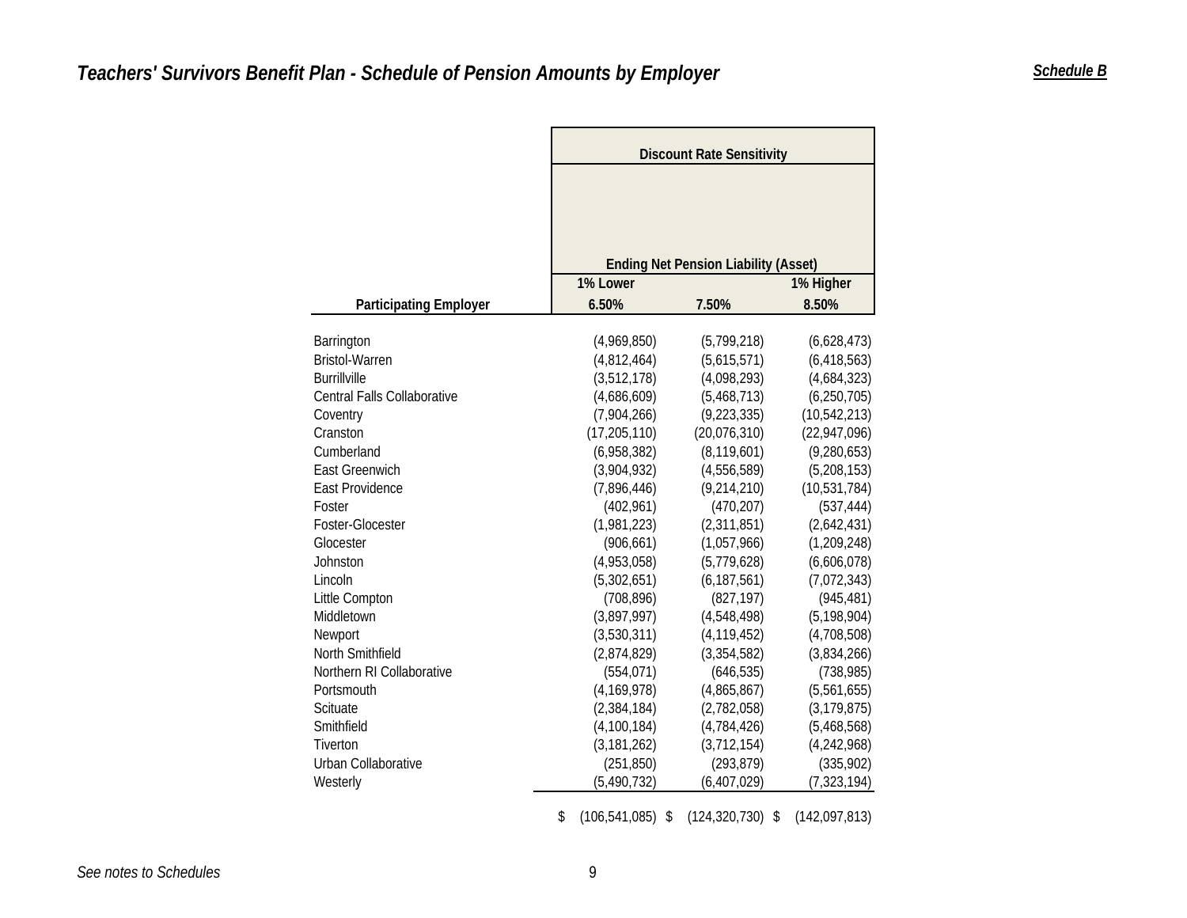## *Teachers' Survivors Benefit Plan - Schedule of Pension Amounts by Employer*

***Schedule B***

| | Discount Rate Sensitivity | | |
|---|---|---|---|
| | Ending Net Pension Liability (Asset) | | |
| | 1% Lower | | 1% Higher |
| **Participating Employer** | **6.50%** | **7.50%** | **8.50%** |
| Barrington | (4,969,850) | (5,799,218) | (6,628,473) |
| Bristol-Warren | (4,812,464) | (5,615,571) | (6,418,563) |
| Burrillville | (3,512,178) | (4,098,293) | (4,684,323) |
| Central Falls Collaborative | (4,686,609) | (5,468,713) | (6,250,705) |
| Coventry | (7,904,266) | (9,223,335) | (10,542,213) |
| Cranston | (17,205,110) | (20,076,310) | (22,947,096) |
| Cumberland | (6,958,382) | (8,119,601) | (9,280,653) |
| East Greenwich | (3,904,932) | (4,556,589) | (5,208,153) |
| East Providence | (7,896,446) | (9,214,210) | (10,531,784) |
| Foster | (402,961) | (470,207) | (537,444) |
| Foster-Glocester | (1,981,223) | (2,311,851) | (2,642,431) |
| Glocester | (906,661) | (1,057,966) | (1,209,248) |
| Johnston | (4,953,058) | (5,779,628) | (6,606,078) |
| Lincoln | (5,302,651) | (6,187,561) | (7,072,343) |
| Little Compton | (708,896) | (827,197) | (945,481) |
| Middletown | (3,897,997) | (4,548,498) | (5,198,904) |
| Newport | (3,530,311) | (4,119,452) | (4,708,508) |
| North Smithfield | (2,874,829) | (3,354,582) | (3,834,266) |
| Northern RI Collaborative | (554,071) | (646,535) | (738,985) |
| Portsmouth | (4,169,978) | (4,865,867) | (5,561,655) |
| Scituate | (2,384,184) | (2,782,058) | (3,179,875) |
| Smithfield | (4,100,184) | (4,784,426) | (5,468,568) |
| Tiverton | (3,181,262) | (3,712,154) | (4,242,968) |
| Urban Collaborative | (251,850) | (293,879) | (335,902) |
| Westerly | (5,490,732) | (6,407,029) | (7,323,194) |
| | $ (106,541,085) | $ (124,320,730) | $ (142,097,813) |

*See notes to Schedules*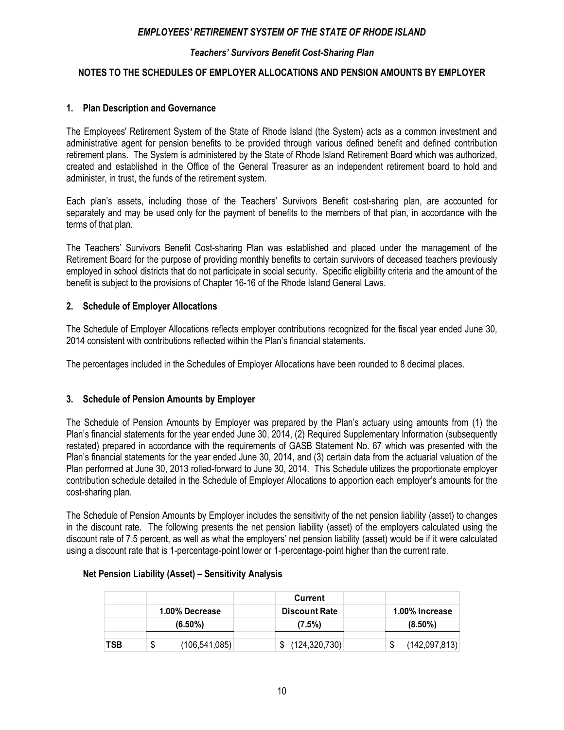# EMPLOYEES' RETIREMENT SYSTEM OF THE STATE OF RHODE ISLAND

## *Teachers' Survivors Benefit Cost-Sharing Plan*

## NOTES TO THE SCHEDULES OF EMPLOYER ALLOCATIONS AND PENSION AMOUNTS BY EMPLOYER

### 1. Plan Description and Governance

The Employees' Retirement System of the State of Rhode Island (the System) acts as a common investment and administrative agent for pension benefits to be provided through various defined benefit and defined contribution retirement plans. The System is administered by the State of Rhode Island Retirement Board which was authorized, created and established in the Office of the General Treasurer as an independent retirement board to hold and administer, in trust, the funds of the retirement system.

Each plan's assets, including those of the Teachers' Survivors Benefit cost-sharing plan, are accounted for separately and may be used only for the payment of benefits to the members of that plan, in accordance with the terms of that plan.

The Teachers' Survivors Benefit Cost-sharing Plan was established and placed under the management of the Retirement Board for the purpose of providing monthly benefits to certain survivors of deceased teachers previously employed in school districts that do not participate in social security. Specific eligibility criteria and the amount of the benefit is subject to the provisions of Chapter 16-16 of the Rhode Island General Laws.

### 2. Schedule of Employer Allocations

The Schedule of Employer Allocations reflects employer contributions recognized for the fiscal year ended June 30, 2014 consistent with contributions reflected within the Plan's financial statements.

The percentages included in the Schedules of Employer Allocations have been rounded to 8 decimal places.

### 3. Schedule of Pension Amounts by Employer

The Schedule of Pension Amounts by Employer was prepared by the Plan's actuary using amounts from (1) the Plan's financial statements for the year ended June 30, 2014, (2) Required Supplementary Information (subsequently restated) prepared in accordance with the requirements of GASB Statement No. 67 which was presented with the Plan's financial statements for the year ended June 30, 2014, and (3) certain data from the actuarial valuation of the Plan performed at June 30, 2013 rolled-forward to June 30, 2014. This Schedule utilizes the proportionate employer contribution schedule detailed in the Schedule of Employer Allocations to apportion each employer's amounts for the cost-sharing plan.

The Schedule of Pension Amounts by Employer includes the sensitivity of the net pension liability (asset) to changes in the discount rate. The following presents the net pension liability (asset) of the employers calculated using the discount rate of 7.5 percent, as well as what the employers' net pension liability (asset) would be if it were calculated using a discount rate that is 1-percentage-point lower or 1-percentage-point higher than the current rate.

**Net Pension Liability (Asset) – Sensitivity Analysis**

| | 1.00% Decrease (6.50%) | Current Discount Rate (7.5%) | 1.00% Increase (8.50%) |
|---|---|---|---|
| **TSB** | $ (106,541,085) | $ (124,320,730) | $ (142,097,813) |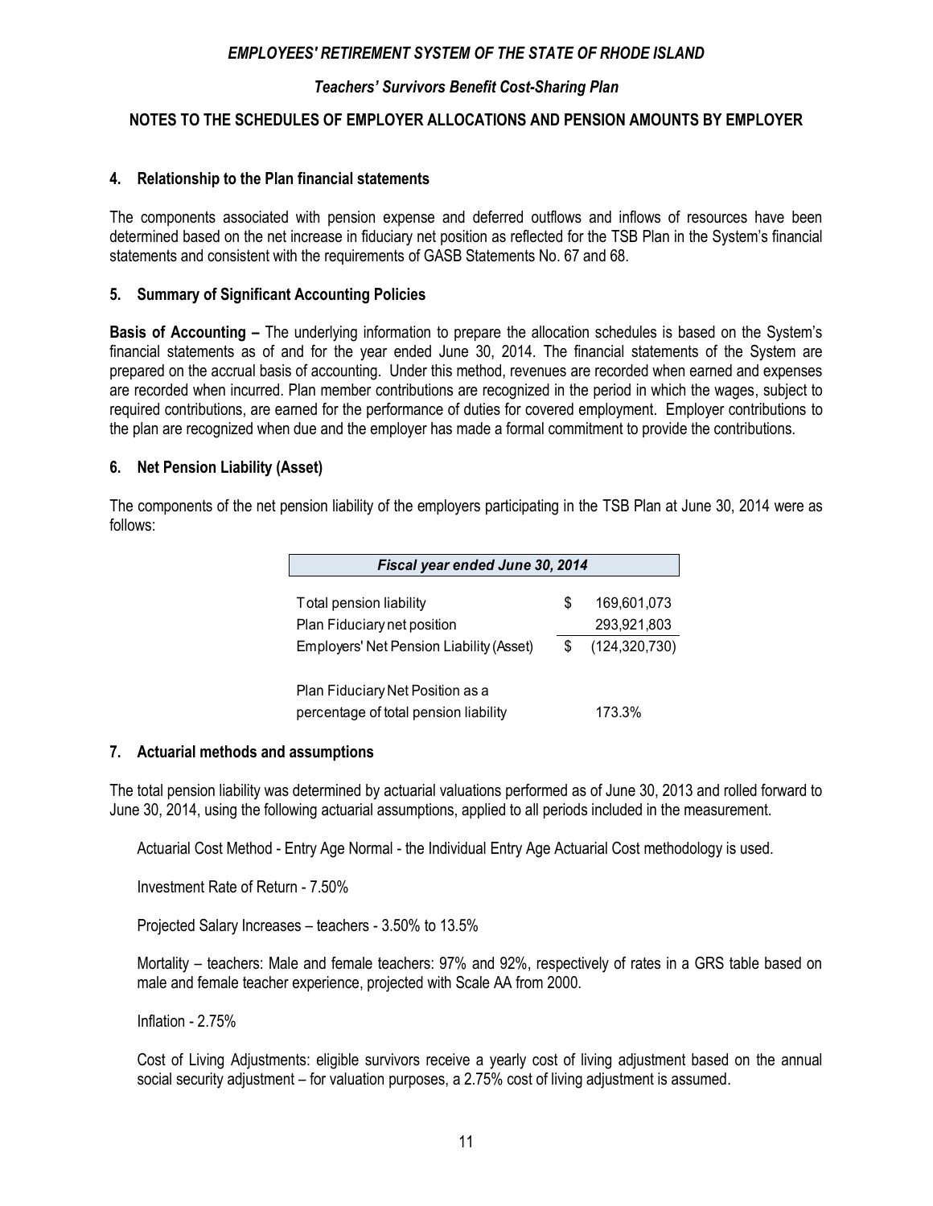## *EMPLOYEES' RETIREMENT SYSTEM OF THE STATE OF RHODE ISLAND*

### *Teachers' Survivors Benefit Cost-Sharing Plan*

### NOTES TO THE SCHEDULES OF EMPLOYER ALLOCATIONS AND PENSION AMOUNTS BY EMPLOYER

#### 4. Relationship to the Plan financial statements

The components associated with pension expense and deferred outflows and inflows of resources have been determined based on the net increase in fiduciary net position as reflected for the TSB Plan in the System's financial statements and consistent with the requirements of GASB Statements No. 67 and 68.

#### 5. Summary of Significant Accounting Policies

**Basis of Accounting –** The underlying information to prepare the allocation schedules is based on the System's financial statements as of and for the year ended June 30, 2014. The financial statements of the System are prepared on the accrual basis of accounting. Under this method, revenues are recorded when earned and expenses are recorded when incurred. Plan member contributions are recognized in the period in which the wages, subject to required contributions, are earned for the performance of duties for covered employment. Employer contributions to the plan are recognized when due and the employer has made a formal commitment to provide the contributions.

#### 6. Net Pension Liability (Asset)

The components of the net pension liability of the employers participating in the TSB Plan at June 30, 2014 were as follows:

| *Fiscal year ended June 30, 2014* | | |
|---|---|---|
| Total pension liability | $ | 169,601,073 |
| Plan Fiduciary net position | | 293,921,803 |
| Employers' Net Pension Liability (Asset) | $ | (124,320,730) |
| Plan Fiduciary Net Position as a percentage of total pension liability | | 173.3% |

#### 7. Actuarial methods and assumptions

The total pension liability was determined by actuarial valuations performed as of June 30, 2013 and rolled forward to June 30, 2014, using the following actuarial assumptions, applied to all periods included in the measurement.

Actuarial Cost Method - Entry Age Normal - the Individual Entry Age Actuarial Cost methodology is used.

Investment Rate of Return - 7.50%

Projected Salary Increases – teachers - 3.50% to 13.5%

Mortality – teachers: Male and female teachers: 97% and 92%, respectively of rates in a GRS table based on male and female teacher experience, projected with Scale AA from 2000.

Inflation - 2.75%

Cost of Living Adjustments: eligible survivors receive a yearly cost of living adjustment based on the annual social security adjustment – for valuation purposes, a 2.75% cost of living adjustment is assumed.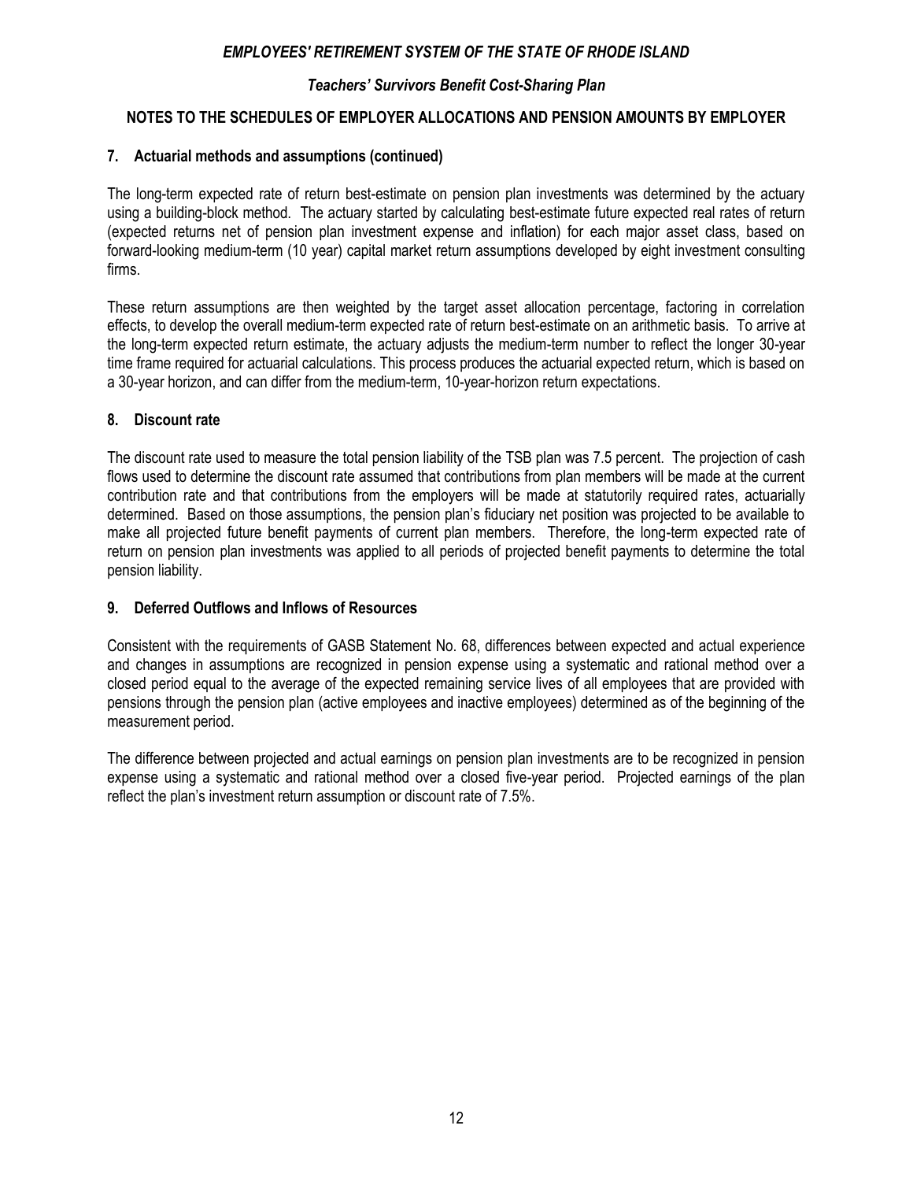## 7. Actuarial methods and assumptions (continued)

The long-term expected rate of return best-estimate on pension plan investments was determined by the actuary using a building-block method. The actuary started by calculating best-estimate future expected real rates of return (expected returns net of pension plan investment expense and inflation) for each major asset class, based on forward-looking medium-term (10 year) capital market return assumptions developed by eight investment consulting firms.

These return assumptions are then weighted by the target asset allocation percentage, factoring in correlation effects, to develop the overall medium-term expected rate of return best-estimate on an arithmetic basis. To arrive at the long-term expected return estimate, the actuary adjusts the medium-term number to reflect the longer 30-year time frame required for actuarial calculations. This process produces the actuarial expected return, which is based on a 30-year horizon, and can differ from the medium-term, 10-year-horizon return expectations.

## 8. Discount rate

The discount rate used to measure the total pension liability of the TSB plan was 7.5 percent. The projection of cash flows used to determine the discount rate assumed that contributions from plan members will be made at the current contribution rate and that contributions from the employers will be made at statutorily required rates, actuarially determined. Based on those assumptions, the pension plan's fiduciary net position was projected to be available to make all projected future benefit payments of current plan members. Therefore, the long-term expected rate of return on pension plan investments was applied to all periods of projected benefit payments to determine the total pension liability.

## 9. Deferred Outflows and Inflows of Resources

Consistent with the requirements of GASB Statement No. 68, differences between expected and actual experience and changes in assumptions are recognized in pension expense using a systematic and rational method over a closed period equal to the average of the expected remaining service lives of all employees that are provided with pensions through the pension plan (active employees and inactive employees) determined as of the beginning of the measurement period.

The difference between projected and actual earnings on pension plan investments are to be recognized in pension expense using a systematic and rational method over a closed five-year period. Projected earnings of the plan reflect the plan's investment return assumption or discount rate of 7.5%.